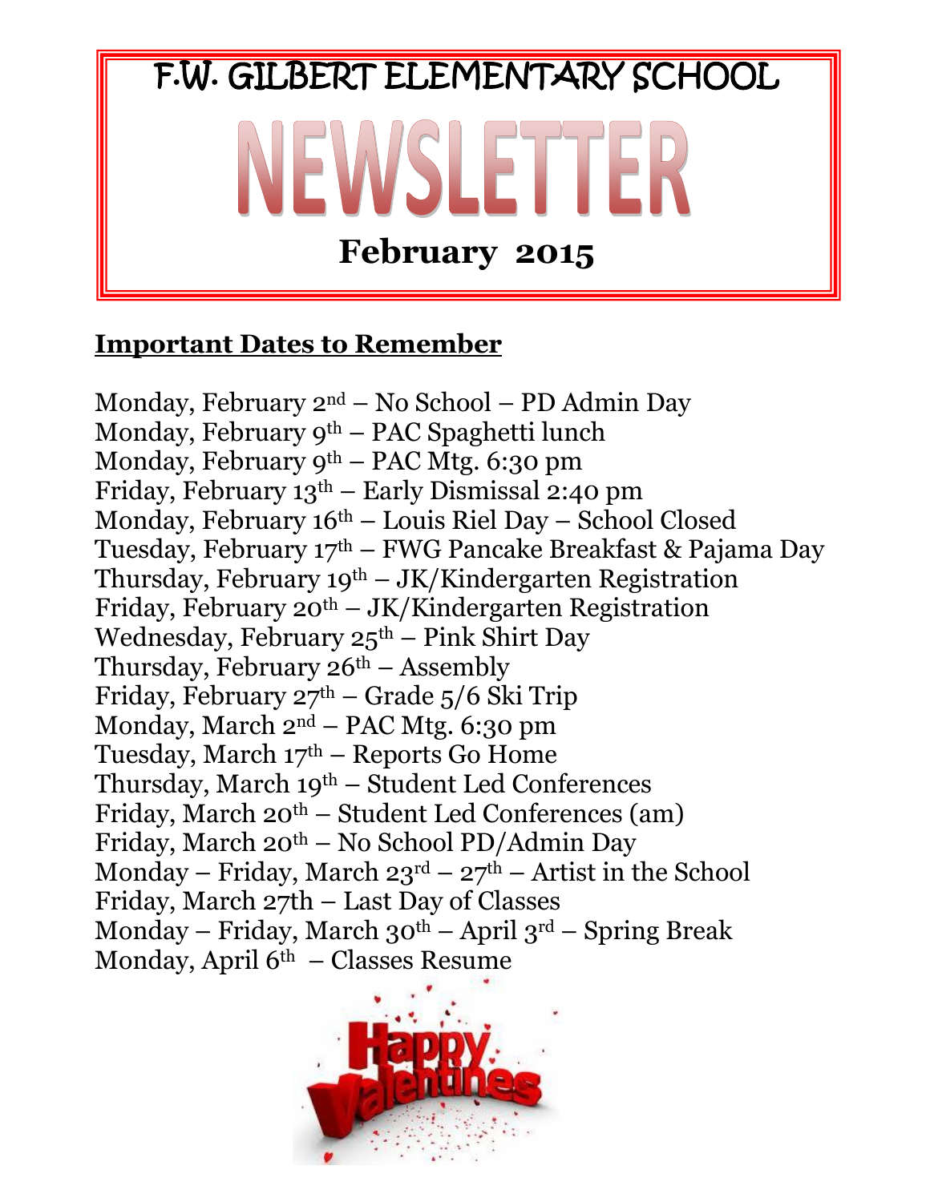# F.W. GILBERT ELEMENTARY SCHOOL

# NEWSLETTER

## February 2015

**Important Dates to Remember**

Monday, February 2nd – No School – PD Admin Day
Monday, February 9th – PAC Spaghetti lunch
Monday, February 9th – PAC Mtg. 6:30 pm
Friday, February 13th – Early Dismissal 2:40 pm
Monday, February 16th – Louis Riel Day – School Closed
Tuesday, February 17th – FWG Pancake Breakfast & Pajama Day
Thursday, February 19th – JK/Kindergarten Registration
Friday, February 20th – JK/Kindergarten Registration
Wednesday, February 25th – Pink Shirt Day
Thursday, February 26th – Assembly
Friday, February 27th – Grade 5/6 Ski Trip
Monday, March 2nd – PAC Mtg. 6:30 pm
Tuesday, March 17th – Reports Go Home
Thursday, March 19th – Student Led Conferences
Friday, March 20th – Student Led Conferences (am)
Friday, March 20th – No School PD/Admin Day
Monday – Friday, March 23rd – 27th – Artist in the School
Friday, March 27th – Last Day of Classes
Monday – Friday, March 30th – April 3rd – Spring Break
Monday, April 6th – Classes Resume

Happy Valentines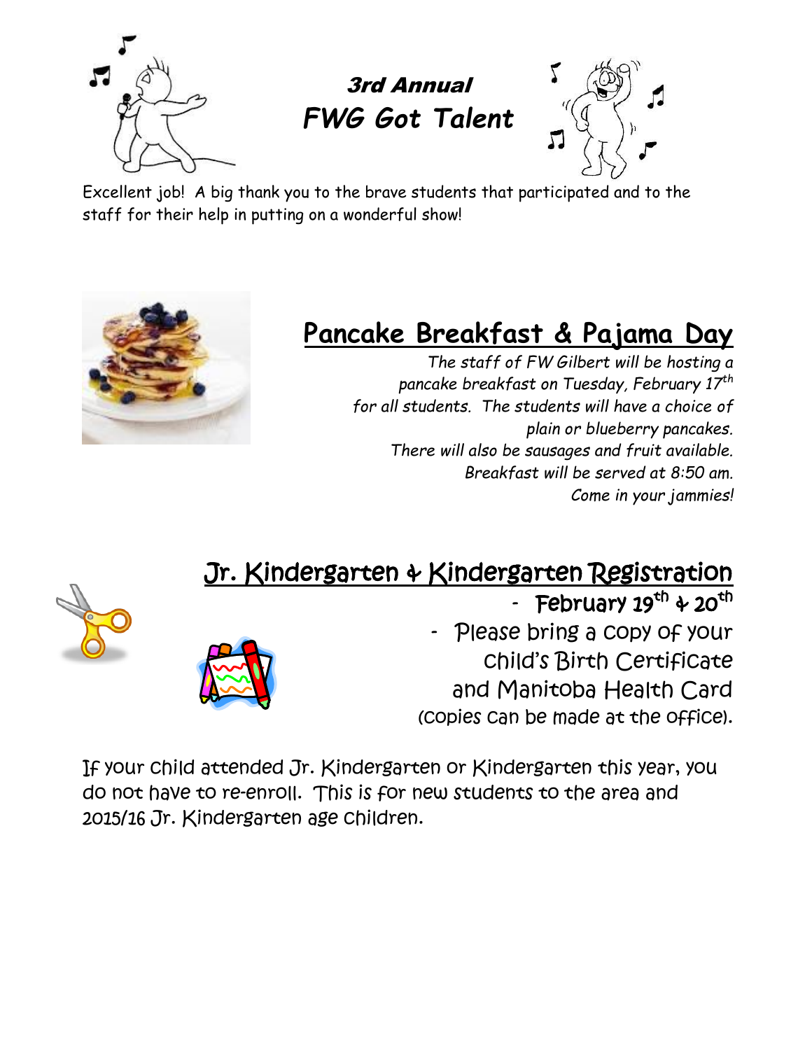## 3rd Annual

# *FWG Got Talent*

Excellent job! A big thank you to the brave students that participated and to the staff for their help in putting on a wonderful show!

## Pancake Breakfast & Pajama Day

*The staff of FW Gilbert will be hosting a pancake breakfast on Tuesday, February 17th for all students. The students will have a choice of plain or blueberry pancakes. There will also be sausages and fruit available. Breakfast will be served at 8:50 am. Come in your jammies!*

## Jr. Kindergarten & Kindergarten Registration

- February 19th & 20th
- Please bring a copy of your child's Birth Certificate and Manitoba Health Card (copies can be made at the office).

If your child attended Jr. Kindergarten or Kindergarten this year, you do not have to re-enroll. This is for new students to the area and 2015/16 Jr. Kindergarten age children.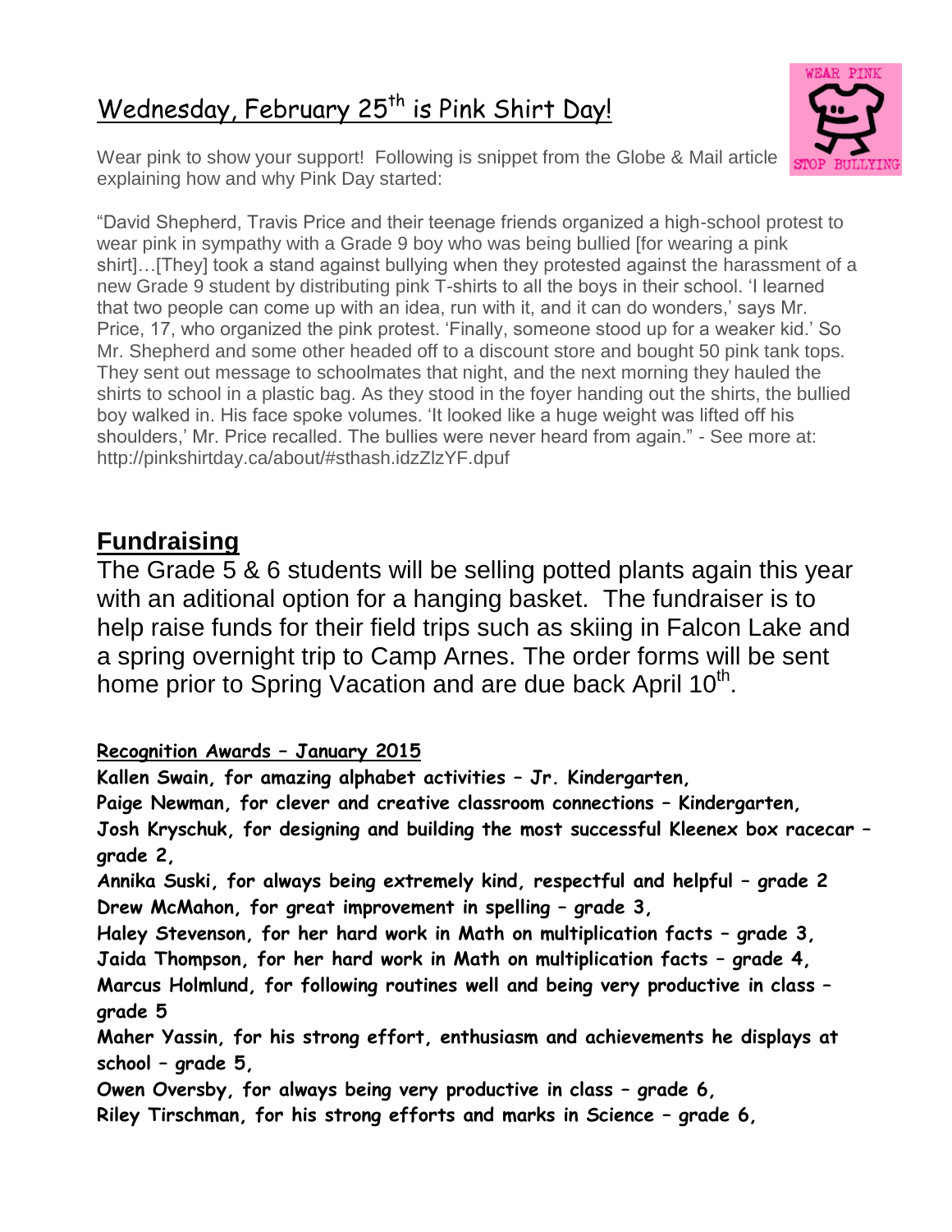## Wednesday, February 25th is Pink Shirt Day!

Wear pink to show your support! Following is snippet from the Globe & Mail article explaining how and why Pink Day started:

"David Shepherd, Travis Price and their teenage friends organized a high-school protest to wear pink in sympathy with a Grade 9 boy who was being bullied [for wearing a pink shirt]…[They] took a stand against bullying when they protested against the harassment of a new Grade 9 student by distributing pink T-shirts to all the boys in their school. 'I learned that two people can come up with an idea, run with it, and it can do wonders,' says Mr. Price, 17, who organized the pink protest. 'Finally, someone stood up for a weaker kid.' So Mr. Shepherd and some other headed off to a discount store and bought 50 pink tank tops. They sent out message to schoolmates that night, and the next morning they hauled the shirts to school in a plastic bag. As they stood in the foyer handing out the shirts, the bullied boy walked in. His face spoke volumes. 'It looked like a huge weight was lifted off his shoulders,' Mr. Price recalled. The bullies were never heard from again." - See more at: http://pinkshirtday.ca/about/#sthash.idzZlzYF.dpuf

## Fundraising

The Grade 5 & 6 students will be selling potted plants again this year with an aditional option for a hanging basket. The fundraiser is to help raise funds for their field trips such as skiing in Falcon Lake and a spring overnight trip to Camp Arnes. The order forms will be sent home prior to Spring Vacation and are due back April 10th.

**Recognition Awards – January 2015**

**Kallen Swain, for amazing alphabet activities – Jr. Kindergarten,**
**Paige Newman, for clever and creative classroom connections – Kindergarten,**
**Josh Kryschuk, for designing and building the most successful Kleenex box racecar – grade 2,**
**Annika Suski, for always being extremely kind, respectful and helpful – grade 2**
**Drew McMahon, for great improvement in spelling – grade 3,**
**Haley Stevenson, for her hard work in Math on multiplication facts – grade 3,**
**Jaida Thompson, for her hard work in Math on multiplication facts – grade 4,**
**Marcus Holmlund, for following routines well and being very productive in class – grade 5**
**Maher Yassin, for his strong effort, enthusiasm and achievements he displays at school – grade 5,**
**Owen Oversby, for always being very productive in class – grade 6,**
**Riley Tirschman, for his strong efforts and marks in Science – grade 6,**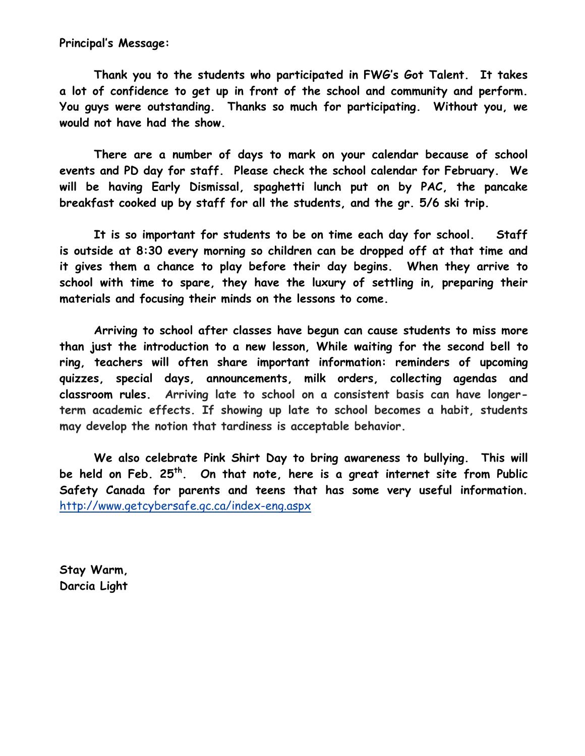**Principal's Message:**

**Thank you to the students who participated in FWG's Got Talent. It takes a lot of confidence to get up in front of the school and community and perform. You guys were outstanding. Thanks so much for participating. Without you, we would not have had the show.**

**There are a number of days to mark on your calendar because of school events and PD day for staff. Please check the school calendar for February. We will be having Early Dismissal, spaghetti lunch put on by PAC, the pancake breakfast cooked up by staff for all the students, and the gr. 5/6 ski trip.**

**It is so important for students to be on time each day for school. Staff is outside at 8:30 every morning so children can be dropped off at that time and it gives them a chance to play before their day begins. When they arrive to school with time to spare, they have the luxury of settling in, preparing their materials and focusing their minds on the lessons to come.**

**Arriving to school after classes have begun can cause students to miss more than just the introduction to a new lesson, While waiting for the second bell to ring, teachers will often share important information: reminders of upcoming quizzes, special days, announcements, milk orders, collecting agendas and classroom rules. Arriving late to school on a consistent basis can have longer-term academic effects. If showing up late to school becomes a habit, students may develop the notion that tardiness is acceptable behavior.**

**We also celebrate Pink Shirt Day to bring awareness to bullying. This will be held on Feb. 25th. On that note, here is a great internet site from Public Safety Canada for parents and teens that has some very useful information.** http://www.getcybersafe.gc.ca/index-eng.aspx

**Stay Warm,**
**Darcia Light**